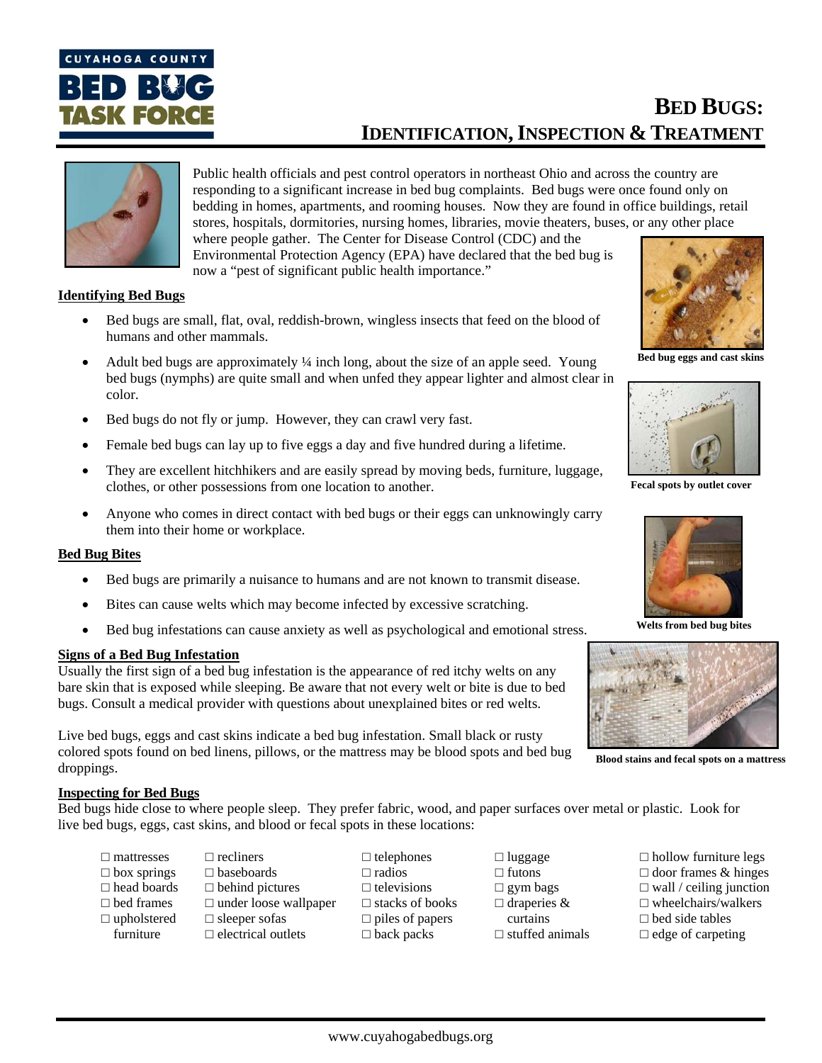# BED BUGS: IDENTIFICATION, INSPECTION & TREATMENT

Public health officials and pest control operators in northeast Ohio and across the country are responding to a significant increase in bed bug complaints. Bed bugs were once found only on bedding in homes, apartments, and rooming houses. Now they are found in office buildings, retail stores, hospitals, dormitories, nursing homes, libraries, movie theaters, buses, or any other place where people gather. The Center for Disease Control (CDC) and the Environmental Protection Agency (EPA) have declared that the bed bug is now a "pest of significant public health importance."

## Identifying Bed Bugs

- Bed bugs are small, flat, oval, reddish-brown, wingless insects that feed on the blood of humans and other mammals.
- Adult bed bugs are approximately ¼ inch long, about the size of an apple seed. Young bed bugs (nymphs) are quite small and when unfed they appear lighter and almost clear in color.
- Bed bugs do not fly or jump. However, they can crawl very fast.
- Female bed bugs can lay up to five eggs a day and five hundred during a lifetime.
- They are excellent hitchhikers and are easily spread by moving beds, furniture, luggage, clothes, or other possessions from one location to another.
- Anyone who comes in direct contact with bed bugs or their eggs can unknowingly carry them into their home or workplace.

Bed bug eggs and cast skins

Fecal spots by outlet cover

## Bed Bug Bites

- Bed bugs are primarily a nuisance to humans and are not known to transmit disease.
- Bites can cause welts which may become infected by excessive scratching.
- Bed bug infestations can cause anxiety as well as psychological and emotional stress.

Welts from bed bug bites

## Signs of a Bed Bug Infestation

Usually the first sign of a bed bug infestation is the appearance of red itchy welts on any bare skin that is exposed while sleeping. Be aware that not every welt or bite is due to bed bugs. Consult a medical provider with questions about unexplained bites or red welts.

Live bed bugs, eggs and cast skins indicate a bed bug infestation. Small black or rusty colored spots found on bed linens, pillows, or the mattress may be blood spots and bed bug droppings.

Blood stains and fecal spots on a mattress

## Inspecting for Bed Bugs

Bed bugs hide close to where people sleep. They prefer fabric, wood, and paper surfaces over metal or plastic. Look for live bed bugs, eggs, cast skins, and blood or fecal spots in these locations:

- ☐ mattresses
- ☐ box springs
- ☐ head boards
- ☐ bed frames
- ☐ upholstered furniture
- ☐ recliners
- ☐ baseboards
- ☐ behind pictures
- ☐ under loose wallpaper
- ☐ sleeper sofas
- ☐ electrical outlets
- ☐ telephones
- ☐ radios
- ☐ televisions
- ☐ stacks of books
- ☐ piles of papers
- ☐ back packs
- ☐ luggage
- ☐ futons
- ☐ gym bags
- ☐ draperies & curtains
- ☐ stuffed animals
- ☐ hollow furniture legs
- ☐ door frames & hinges
- ☐ wall / ceiling junction
- ☐ wheelchairs/walkers
- ☐ bed side tables
- ☐ edge of carpeting

www.cuyahogabedbugs.org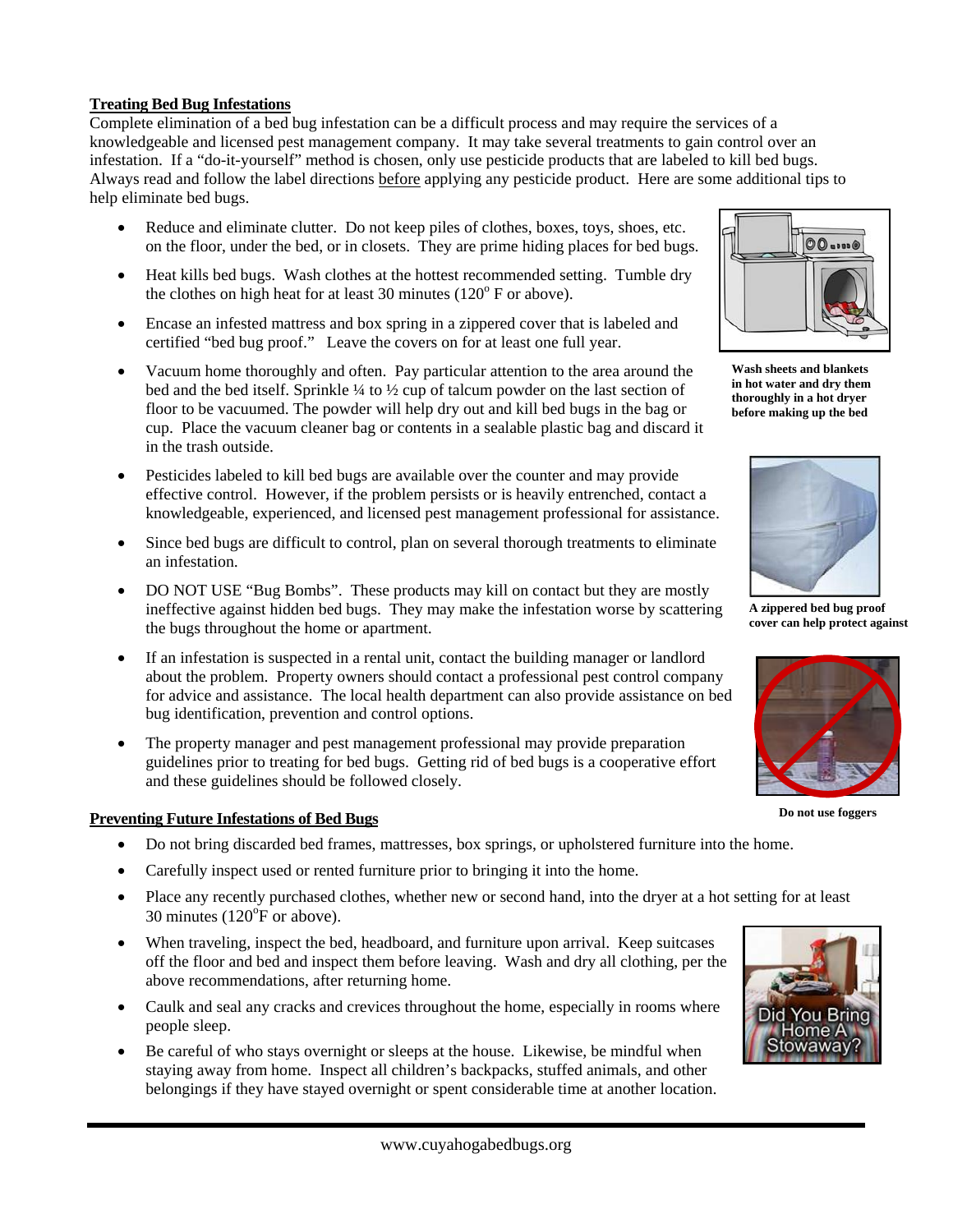## Treating Bed Bug Infestations

Complete elimination of a bed bug infestation can be a difficult process and may require the services of a knowledgeable and licensed pest management company. It may take several treatments to gain control over an infestation. If a "do-it-yourself" method is chosen, only use pesticide products that are labeled to kill bed bugs. Always read and follow the label directions before applying any pesticide product. Here are some additional tips to help eliminate bed bugs.

- Reduce and eliminate clutter. Do not keep piles of clothes, boxes, toys, shoes, etc. on the floor, under the bed, or in closets. They are prime hiding places for bed bugs.
- Heat kills bed bugs. Wash clothes at the hottest recommended setting. Tumble dry the clothes on high heat for at least 30 minutes (120$^{o}$ F or above).
- Encase an infested mattress and box spring in a zippered cover that is labeled and certified "bed bug proof." Leave the covers on for at least one full year.
- Vacuum home thoroughly and often. Pay particular attention to the area around the bed and the bed itself. Sprinkle ¼ to ½ cup of talcum powder on the last section of floor to be vacuumed. The powder will help dry out and kill bed bugs in the bag or cup. Place the vacuum cleaner bag or contents in a sealable plastic bag and discard it in the trash outside.
- Pesticides labeled to kill bed bugs are available over the counter and may provide effective control. However, if the problem persists or is heavily entrenched, contact a knowledgeable, experienced, and licensed pest management professional for assistance.
- Since bed bugs are difficult to control, plan on several thorough treatments to eliminate an infestation.
- DO NOT USE "Bug Bombs". These products may kill on contact but they are mostly ineffective against hidden bed bugs. They may make the infestation worse by scattering the bugs throughout the home or apartment.
- If an infestation is suspected in a rental unit, contact the building manager or landlord about the problem. Property owners should contact a professional pest control company for advice and assistance. The local health department can also provide assistance on bed bug identification, prevention and control options.
- The property manager and pest management professional may provide preparation guidelines prior to treating for bed bugs. Getting rid of bed bugs is a cooperative effort and these guidelines should be followed closely.

**Wash sheets and blankets in hot water and dry them thoroughly in a hot dryer before making up the bed**

**A zippered bed bug proof cover can help protect against**

**Do not use foggers**

## Preventing Future Infestations of Bed Bugs

- Do not bring discarded bed frames, mattresses, box springs, or upholstered furniture into the home.
- Carefully inspect used or rented furniture prior to bringing it into the home.
- Place any recently purchased clothes, whether new or second hand, into the dryer at a hot setting for at least 30 minutes (120$^{o}$F or above).
- When traveling, inspect the bed, headboard, and furniture upon arrival. Keep suitcases off the floor and bed and inspect them before leaving. Wash and dry all clothing, per the above recommendations, after returning home.
- Caulk and seal any cracks and crevices throughout the home, especially in rooms where people sleep.
- Be careful of who stays overnight or sleeps at the house. Likewise, be mindful when staying away from home. Inspect all children's backpacks, stuffed animals, and other belongings if they have stayed overnight or spent considerable time at another location.

www.cuyahogabedbugs.org